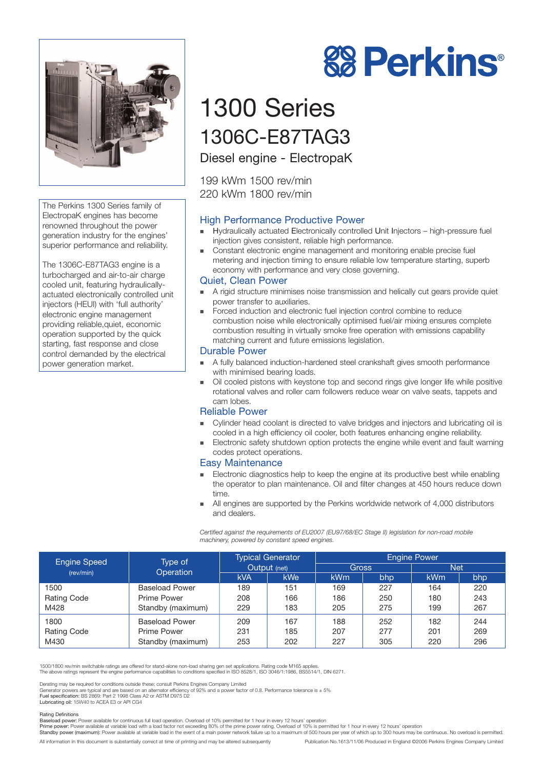# Perkins®

# 1300 Series

## 1306C-E87TAG3

### Diesel engine - ElectropaK

199 kWm 1500 rev/min
220 kWm 1800 rev/min

The Perkins 1300 Series family of ElectropaK engines has become renowned throughout the power generation industry for the engines' superior performance and reliability.

The 1306C-E87TAG3 engine is a turbocharged and air-to-air charge cooled unit, featuring hydraulically-actuated electronically controlled unit injectors (HEUI) with 'full authority' electronic engine management providing reliable,quiet, economic operation supported by the quick starting, fast response and close control demanded by the electrical power generation market.

### High Performance Productive Power

- Hydraulically actuated Electronically controlled Unit Injectors – high-pressure fuel injection gives consistent, reliable high performance.
- Constant electronic engine management and monitoring enable precise fuel metering and injection timing to ensure reliable low temperature starting, superb economy with performance and very close governing.

### Quiet, Clean Power

- A rigid structure minimises noise transmission and helically cut gears provide quiet power transfer to auxiliaries.
- Forced induction and electronic fuel injection control combine to reduce combustion noise while electronically optimised fuel/air mixing ensures complete combustion resulting in virtually smoke free operation with emissions capability matching current and future emissions legislation.

### Durable Power

- A fully balanced induction-hardened steel crankshaft gives smooth performance with minimised bearing loads.
- Oil cooled pistons with keystone top and second rings give longer life while positive rotational valves and roller cam followers reduce wear on valve seats, tappets and cam lobes.

### Reliable Power

- Cylinder head coolant is directed to valve bridges and injectors and lubricating oil is cooled in a high efficiency oil cooler, both features enhancing engine reliability.
- Electronic safety shutdown option protects the engine while event and fault warning codes protect operations.

### Easy Maintenance

- Electronic diagnostics help to keep the engine at its productive best while enabling the operator to plan maintenance. Oil and filter changes at 450 hours reduce down time.
- All engines are supported by the Perkins worldwide network of 4,000 distributors and dealers.

*Certified against the requirements of EU2007 (EU97/68/EC Stage II) legislation for non-road mobile machinery, powered by constant speed engines.*

| Engine Speed (rev/min) | Type of Operation | Typical Generator Output (net) | | Engine Power | | | |
|---|---|---|---|---|---|---|---|
| | | | | Gross | | Net | |
| | | kVA | kWe | kWm | bhp | kWm | bhp |
| 1500 | Baseload Power | 189 | 151 | 169 | 227 | 164 | 220 |
| Rating Code | Prime Power | 208 | 166 | 186 | 250 | 180 | 243 |
| M428 | Standby (maximum) | 229 | 183 | 205 | 275 | 199 | 267 |
| 1800 | Baseload Power | 209 | 167 | 188 | 252 | 182 | 244 |
| Rating Code | Prime Power | 231 | 185 | 207 | 277 | 201 | 269 |
| M430 | Standby (maximum) | 253 | 202 | 227 | 305 | 220 | 296 |

1500/1800 rev/min switchable ratings are offered for stand-alone non-load sharing gen set applications. Rating code M165 applies.
The above ratings represent the engine performance capabilities to conditions specified in ISO 8528/1, ISO 3046/1:1986, BS5514/1, DIN 6271.

Derating may be required for conditions outside these; consult Perkins Engines Company Limited
Generator powers are typical and are based on an alternator efficiency of 92% and a power factor of 0.8. Performance tolerance is ± 5%
**Fuel specification:** BS 2869: Part 2 1998 Class A2 or ASTM D975 D2
**Lubricating oil:** 15W40 to ACEA E3 or API CG4

Rating Definitions
**Baseload power:** Power available for continuous full load operation. Overload of 10% permitted for 1 hour in every 12 hours' operation
**Prime power:** Power available at variable load with a load factor not exceeding 80% of the prime power rating. Overload of 10% is permitted for 1 hour in every 12 hours' operation
**Standby power (maximum):** Power available at variable load in the event of a main power network failure up to a maximum of 500 hours per year of which up to 300 hours may be continuous. No overload is permitted.

All information in this document is substantially correct at time of printing and may be altered subsequently

Publication No.1613/11/06 Produced in England ©2006 Perkins Engines Company Limited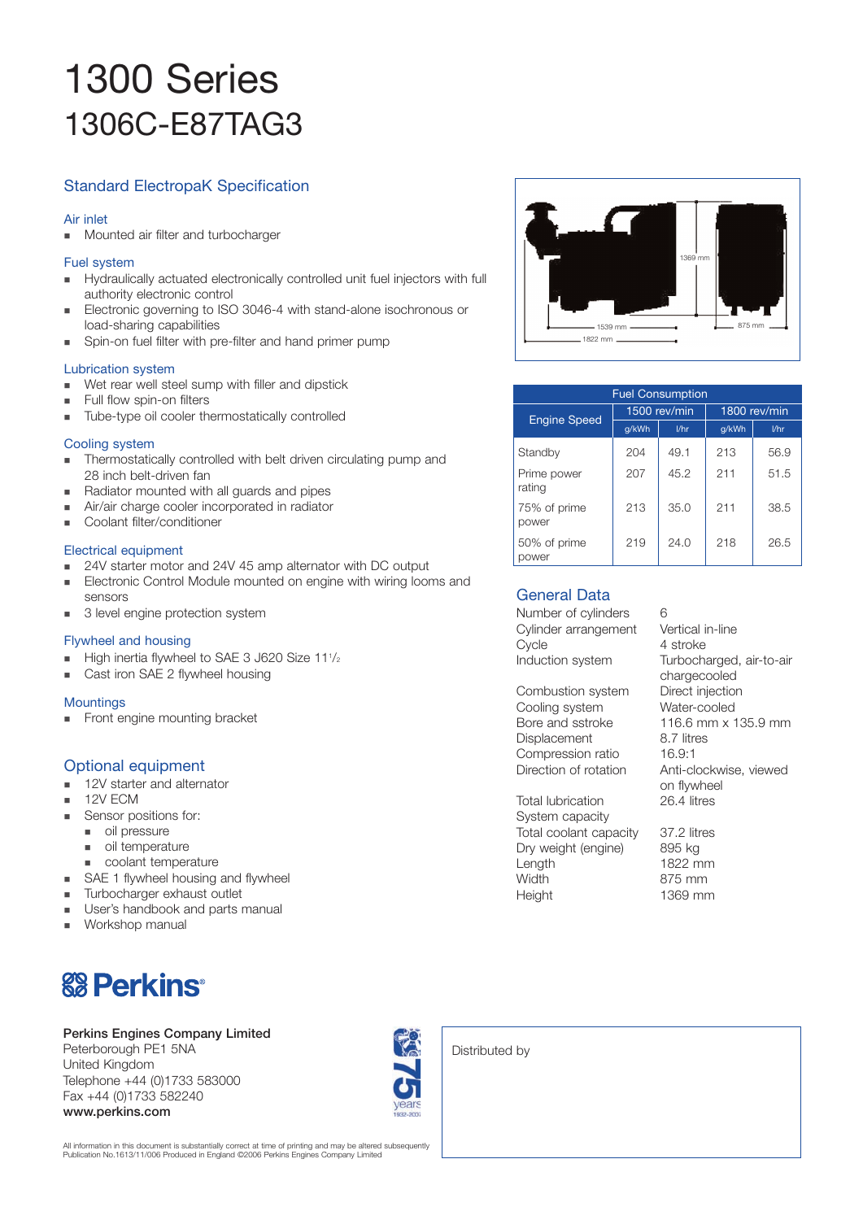# 1300 Series

# 1306C-E87TAG3

## Standard ElectropaK Specification

### Air inlet

- Mounted air filter and turbocharger

### Fuel system

- Hydraulically actuated electronically controlled unit fuel injectors with full authority electronic control
- Electronic governing to ISO 3046-4 with stand-alone isochronous or load-sharing capabilities
- Spin-on fuel filter with pre-filter and hand primer pump

### Lubrication system

- Wet rear well steel sump with filler and dipstick
- Full flow spin-on filters
- Tube-type oil cooler thermostatically controlled

### Cooling system

- Thermostatically controlled with belt driven circulating pump and 28 inch belt-driven fan
- Radiator mounted with all guards and pipes
- Air/air charge cooler incorporated in radiator
- Coolant filter/conditioner

### Electrical equipment

- 24V starter motor and 24V 45 amp alternator with DC output
- Electronic Control Module mounted on engine with wiring looms and sensors
- 3 level engine protection system

### Flywheel and housing

- High inertia flywheel to SAE 3 J620 Size 11½
- Cast iron SAE 2 flywheel housing

### Mountings

- Front engine mounting bracket

## Optional equipment

- 12V starter and alternator
- 12V ECM
- Sensor positions for:
  - oil pressure
  - oil temperature
  - coolant temperature
- SAE 1 flywheel housing and flywheel
- Turbocharger exhaust outlet
- User's handbook and parts manual
- Workshop manual

1369 mm
1539 mm
1822 mm
875 mm

| Fuel Consumption | | | | |
|---|---|---|---|---|
| Engine Speed | 1500 rev/min | | 1800 rev/min | |
| | g/kWh | l/hr | g/kWh | l/hr |
| Standby | 204 | 49.1 | 213 | 56.9 |
| Prime power rating | 207 | 45.2 | 211 | 51.5 |
| 75% of prime power | 213 | 35.0 | 211 | 38.5 |
| 50% of prime power | 219 | 24.0 | 218 | 26.5 |

## General Data

| | |
|---|---|
| Number of cylinders | 6 |
| Cylinder arrangement | Vertical in-line |
| Cycle | 4 stroke |
| Induction system | Turbocharged, air-to-air chargecooled |
| Combustion system | Direct injection |
| Cooling system | Water-cooled |
| Bore and sstroke | 116.6 mm x 135.9 mm |
| Displacement | 8.7 litres |
| Compression ratio | 16.9:1 |
| Direction of rotation | Anti-clockwise, viewed on flywheel |
| Total lubrication System capacity | 26.4 litres |
| Total coolant capacity | 37.2 litres |
| Dry weight (engine) | 895 kg |
| Length | 1822 mm |
| Width | 875 mm |
| Height | 1369 mm |

Perkins

**Perkins Engines Company Limited**
Peterborough PE1 5NA
United Kingdom
Telephone +44 (0)1733 583000
Fax +44 (0)1733 582240
**www.perkins.com**

75 years 1932-2007

Distributed by

All information in this document is substantially correct at time of printing and may be altered subsequently
Publication No.1613/11/006 Produced in England ©2006 Perkins Engines Company Limited